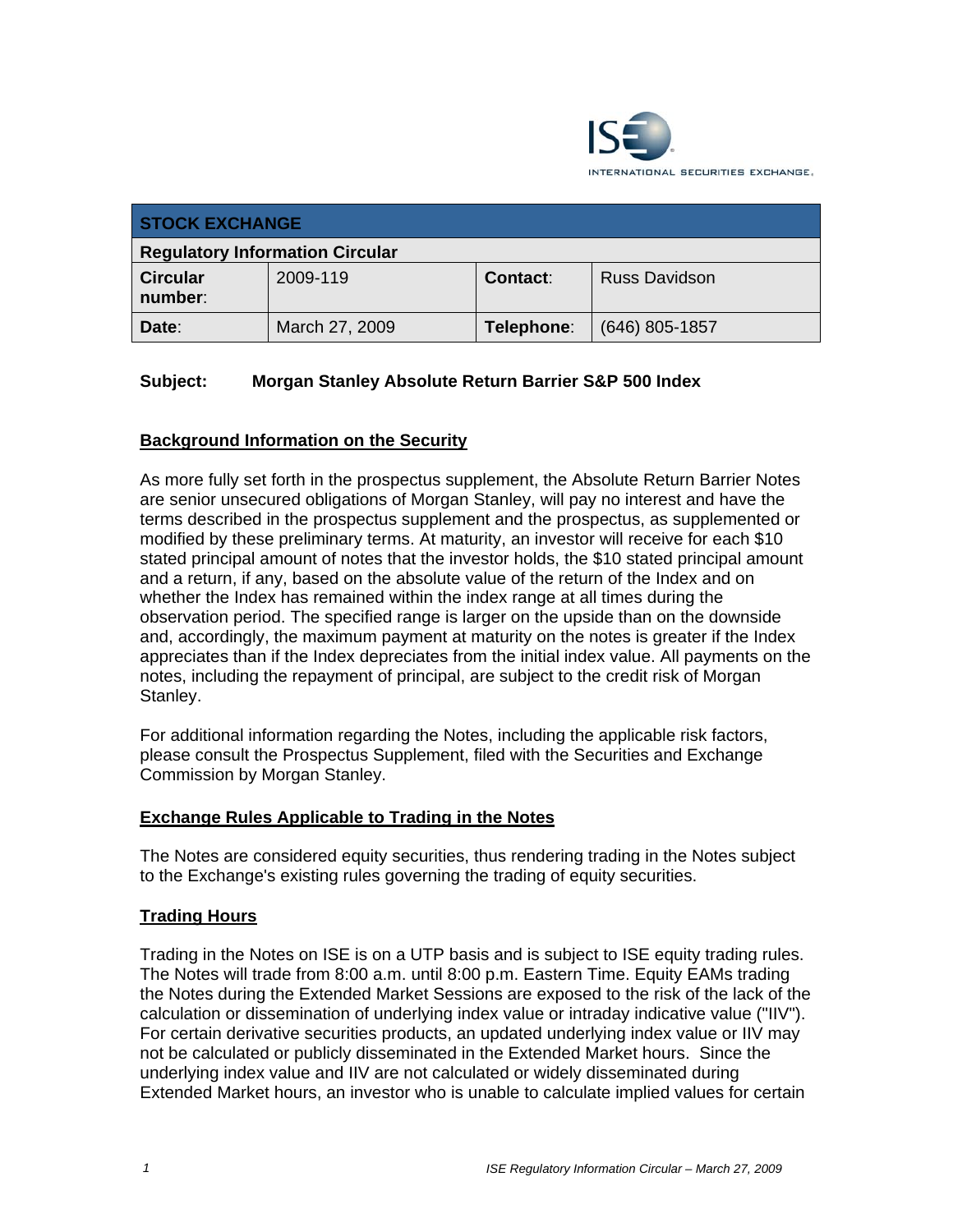| STOCK EXCHANGE | | | |
|---|---|---|---|
| **Regulatory Information Circular** | | | |
| **Circular number**: | 2009-119 | **Contact**: | Russ Davidson |
| **Date**: | March 27, 2009 | **Telephone**: | (646) 805-1857 |

**Subject: Morgan Stanley Absolute Return Barrier S&P 500 Index**

## Background Information on the Security

As more fully set forth in the prospectus supplement, the Absolute Return Barrier Notes are senior unsecured obligations of Morgan Stanley, will pay no interest and have the terms described in the prospectus supplement and the prospectus, as supplemented or modified by these preliminary terms. At maturity, an investor will receive for each $10 stated principal amount of notes that the investor holds, the $10 stated principal amount and a return, if any, based on the absolute value of the return of the Index and on whether the Index has remained within the index range at all times during the observation period. The specified range is larger on the upside than on the downside and, accordingly, the maximum payment at maturity on the notes is greater if the Index appreciates than if the Index depreciates from the initial index value. All payments on the notes, including the repayment of principal, are subject to the credit risk of Morgan Stanley.

For additional information regarding the Notes, including the applicable risk factors, please consult the Prospectus Supplement, filed with the Securities and Exchange Commission by Morgan Stanley.

## Exchange Rules Applicable to Trading in the Notes

The Notes are considered equity securities, thus rendering trading in the Notes subject to the Exchange's existing rules governing the trading of equity securities.

## Trading Hours

Trading in the Notes on ISE is on a UTP basis and is subject to ISE equity trading rules. The Notes will trade from 8:00 a.m. until 8:00 p.m. Eastern Time. Equity EAMs trading the Notes during the Extended Market Sessions are exposed to the risk of the lack of the calculation or dissemination of underlying index value or intraday indicative value ("IIV"). For certain derivative securities products, an updated underlying index value or IIV may not be calculated or publicly disseminated in the Extended Market hours. Since the underlying index value and IIV are not calculated or widely disseminated during Extended Market hours, an investor who is unable to calculate implied values for certain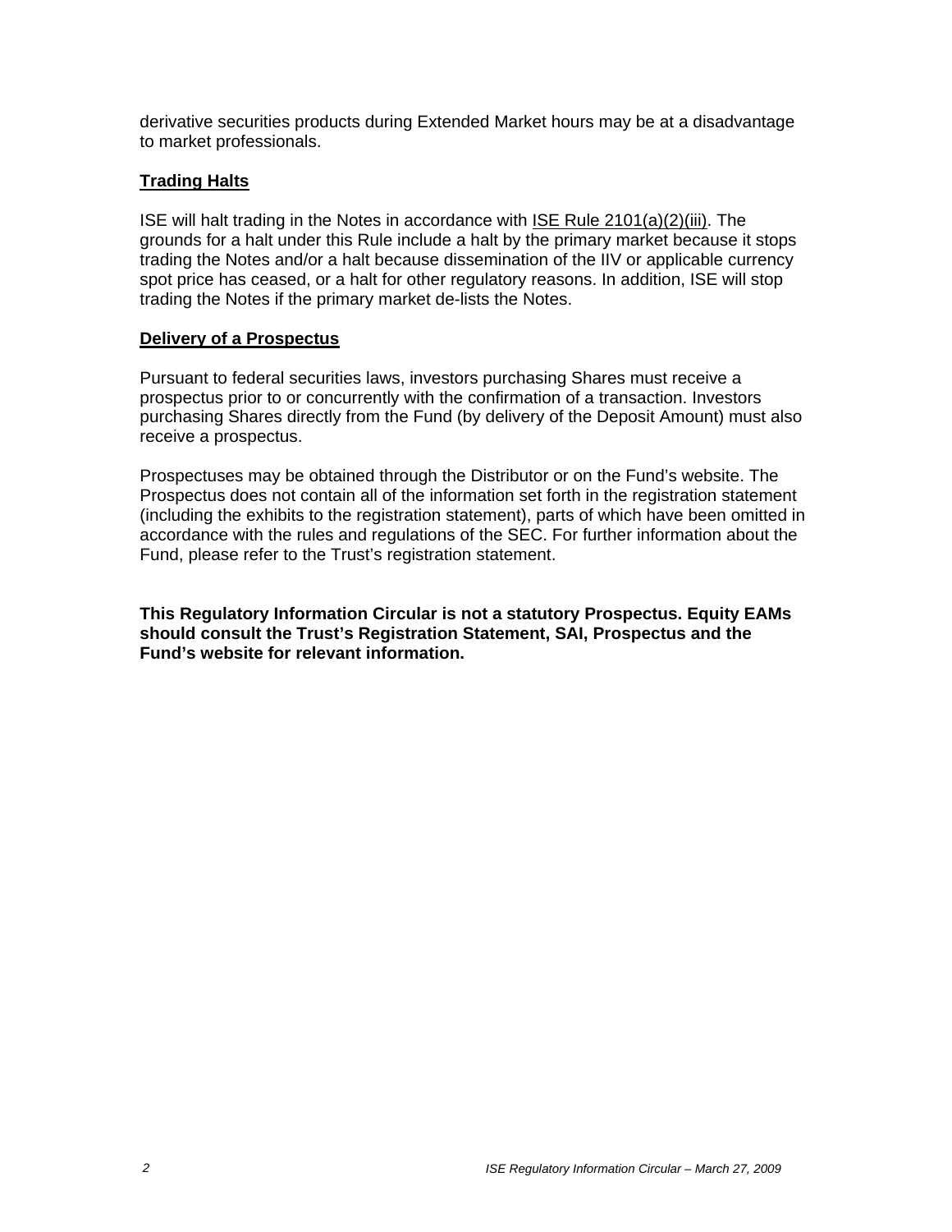derivative securities products during Extended Market hours may be at a disadvantage to market professionals.

## Trading Halts

ISE will halt trading in the Notes in accordance with ISE Rule 2101(a)(2)(iii). The grounds for a halt under this Rule include a halt by the primary market because it stops trading the Notes and/or a halt because dissemination of the IIV or applicable currency spot price has ceased, or a halt for other regulatory reasons. In addition, ISE will stop trading the Notes if the primary market de-lists the Notes.

## Delivery of a Prospectus

Pursuant to federal securities laws, investors purchasing Shares must receive a prospectus prior to or concurrently with the confirmation of a transaction. Investors purchasing Shares directly from the Fund (by delivery of the Deposit Amount) must also receive a prospectus.

Prospectuses may be obtained through the Distributor or on the Fund's website. The Prospectus does not contain all of the information set forth in the registration statement (including the exhibits to the registration statement), parts of which have been omitted in accordance with the rules and regulations of the SEC. For further information about the Fund, please refer to the Trust's registration statement.

**This Regulatory Information Circular is not a statutory Prospectus. Equity EAMs should consult the Trust's Registration Statement, SAI, Prospectus and the Fund's website for relevant information.**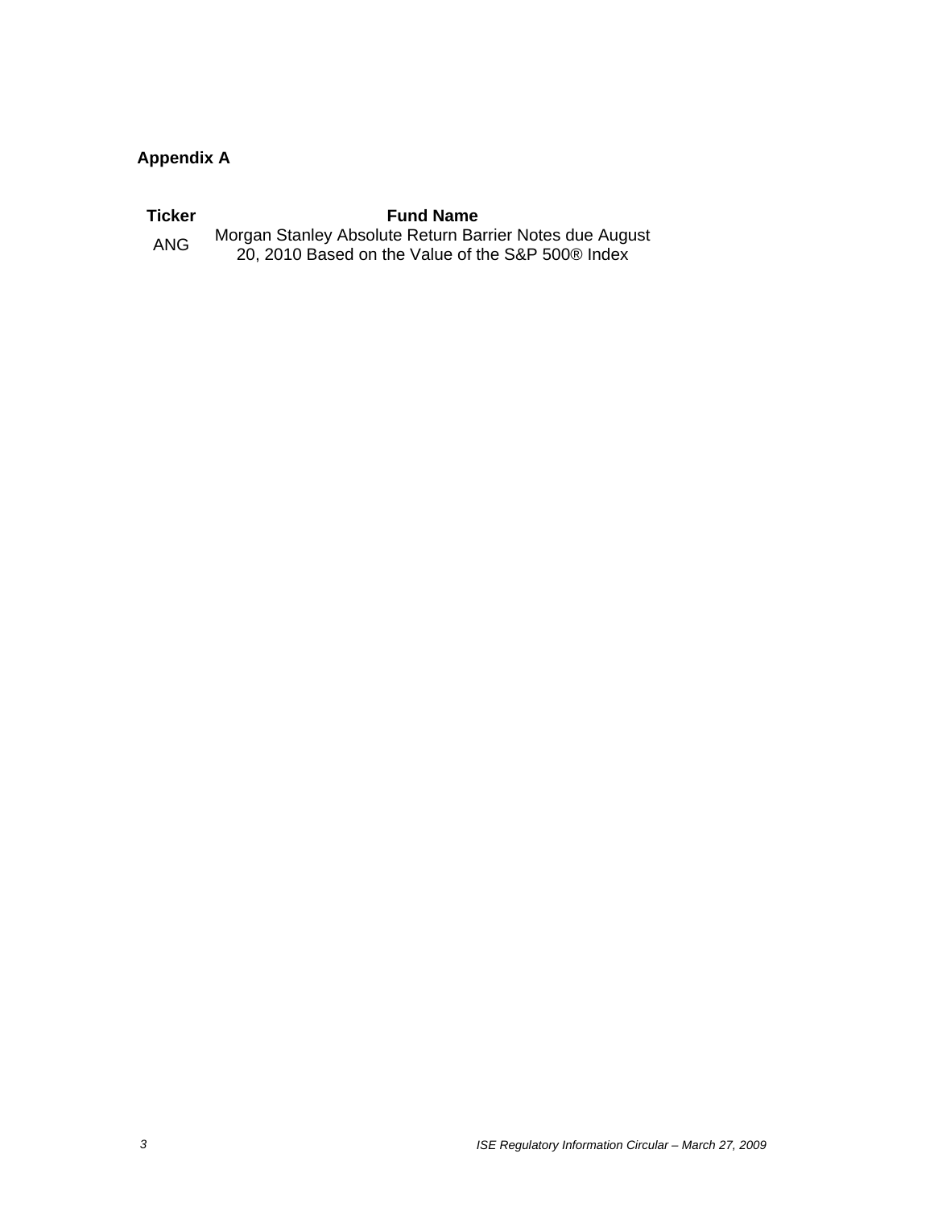**Appendix A**

| Ticker | Fund Name |
|---|---|
| ANG | Morgan Stanley Absolute Return Barrier Notes due August 20, 2010 Based on the Value of the S&P 500® Index |